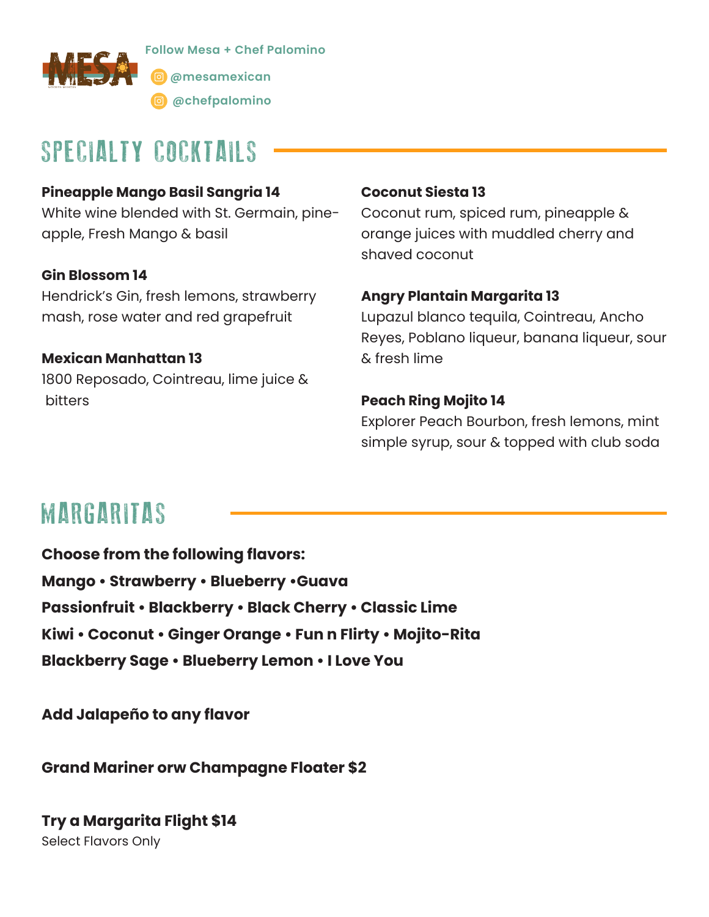Follow Mesa + Chef Palomino

@mesamexican

@chefpalomino

## SPECIALTY COCKTAILS

**Pineapple Mango Basil Sangria 14**
White wine blended with St. Germain, pineapple, Fresh Mango & basil

**Gin Blossom 14**
Hendrick's Gin, fresh lemons, strawberry mash, rose water and red grapefruit

**Mexican Manhattan 13**
1800 Reposado, Cointreau, lime juice & bitters

**Coconut Siesta 13**
Coconut rum, spiced rum, pineapple & orange juices with muddled cherry and shaved coconut

**Angry Plantain Margarita 13**
Lupazul blanco tequila, Cointreau, Ancho Reyes, Poblano liqueur, banana liqueur, sour & fresh lime

**Peach Ring Mojito 14**
Explorer Peach Bourbon, fresh lemons, mint simple syrup, sour & topped with club soda

## MARGARITAS

**Choose from the following flavors:**
**Mango • Strawberry • Blueberry •Guava**
**Passionfruit • Blackberry • Black Cherry • Classic Lime**
**Kiwi • Coconut • Ginger Orange • Fun n Flirty • Mojito-Rita**
**Blackberry Sage • Blueberry Lemon • I Love You**

**Add Jalapeño to any flavor**

**Grand Mariner orw Champagne Floater $2**

**Try a Margarita Flight $14**
Select Flavors Only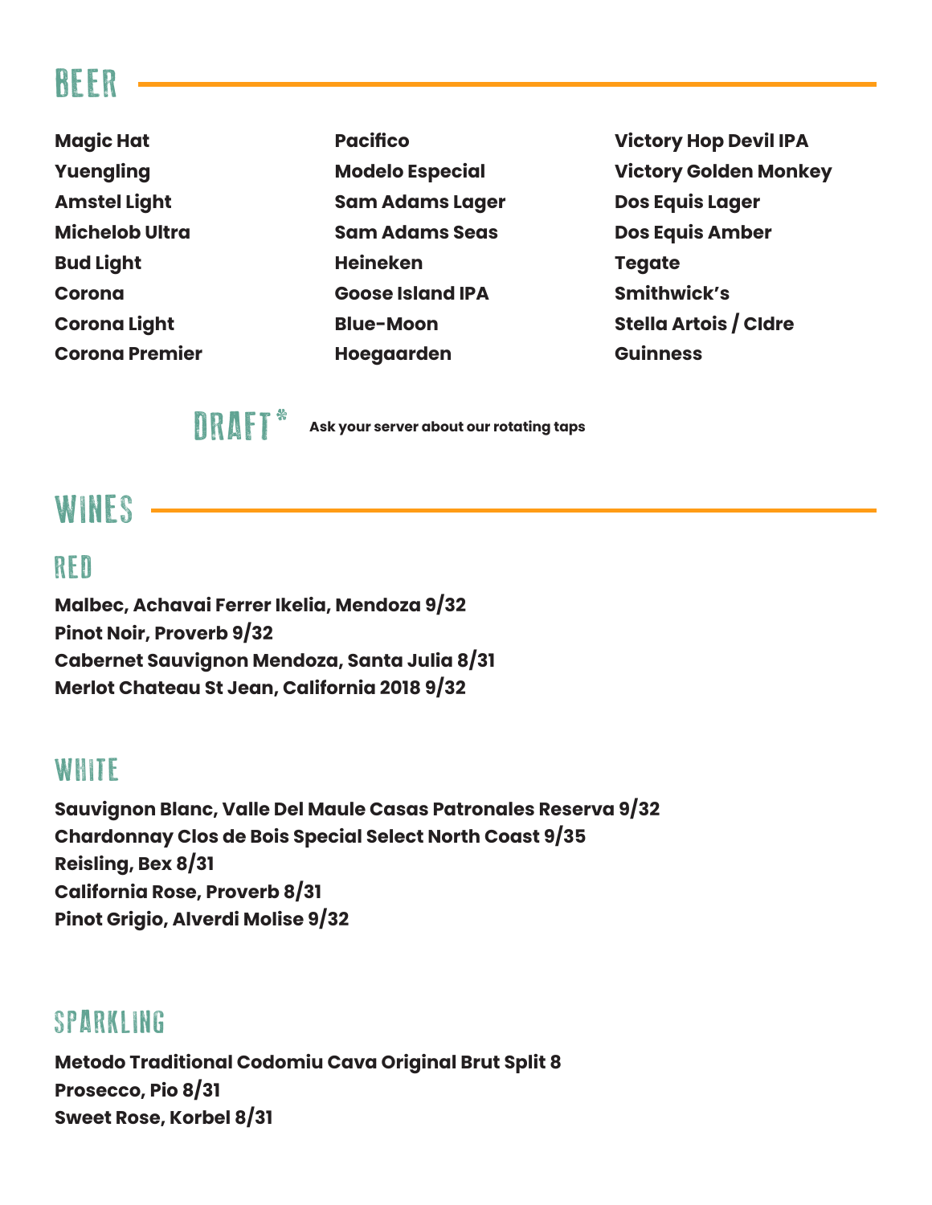# BEER

**Magic Hat**
**Yuengling**
**Amstel Light**
**Michelob Ultra**
**Bud Light**
**Corona**
**Corona Light**
**Corona Premier**
**Pacifico**
**Modelo Especial**
**Sam Adams Lager**
**Sam Adams Seas**
**Heineken**
**Goose Island IPA**
**Blue-Moon**
**Hoegaarden**
**Victory Hop Devil IPA**
**Victory Golden Monkey**
**Dos Equis Lager**
**Dos Equis Amber**
**Tegate**
**Smithwick's**
**Stella Artois / CIdre**
**Guinness**

## DRAFT*

**Ask your server about our rotating taps**

# WINES

## RED

**Malbec, Achavai Ferrer Ikelia, Mendoza 9/32**
**Pinot Noir, Proverb 9/32**
**Cabernet Sauvignon Mendoza, Santa Julia 8/31**
**Merlot Chateau St Jean, California 2018 9/32**

## WHITE

**Sauvignon Blanc, Valle Del Maule Casas Patronales Reserva 9/32**
**Chardonnay Clos de Bois Special Select North Coast 9/35**
**Reisling, Bex 8/31**
**California Rose, Proverb 8/31**
**Pinot Grigio, Alverdi Molise 9/32**

## SPARKLING

**Metodo Traditional Codomiu Cava Original Brut Split 8**
**Prosecco, Pio 8/31**
**Sweet Rose, Korbel 8/31**